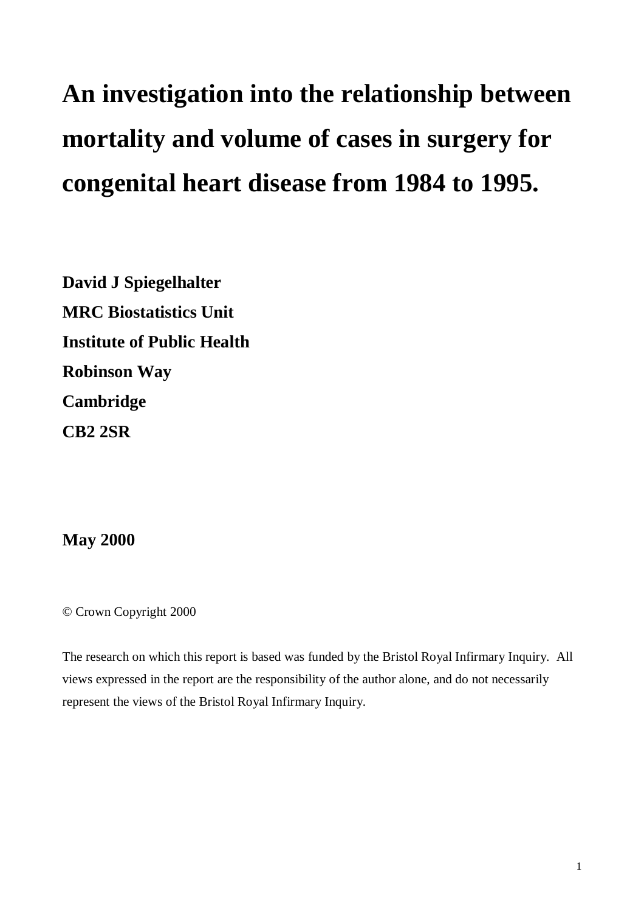# An investigation into the relationship between mortality and volume of cases in surgery for congenital heart disease from 1984 to 1995.

**David J Spiegelhalter**
**MRC Biostatistics Unit**
**Institute of Public Health**
**Robinson Way**
**Cambridge**
**CB2 2SR**

**May 2000**

© Crown Copyright 2000

The research on which this report is based was funded by the Bristol Royal Infirmary Inquiry. All views expressed in the report are the responsibility of the author alone, and do not necessarily represent the views of the Bristol Royal Infirmary Inquiry.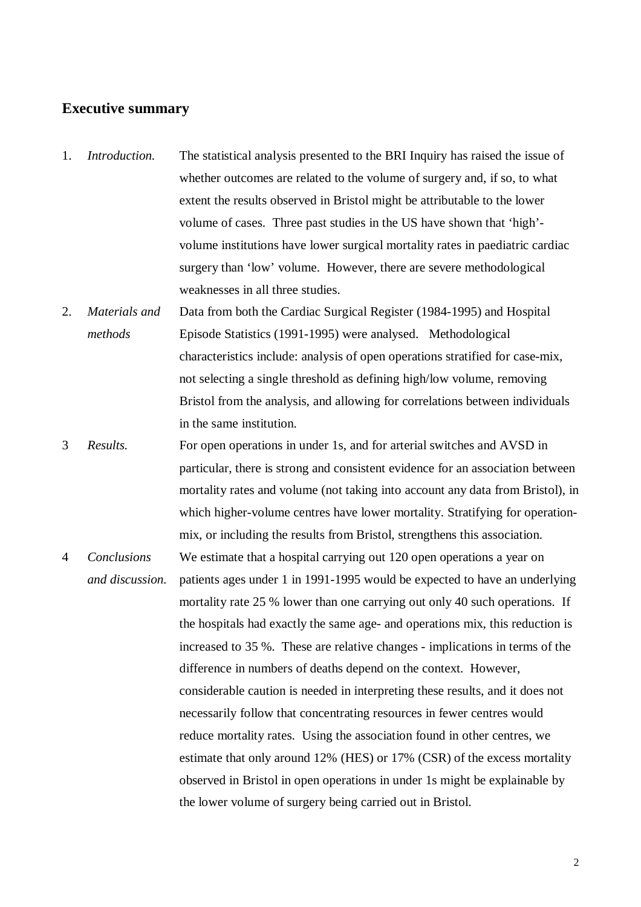## Executive summary

1. *Introduction.* The statistical analysis presented to the BRI Inquiry has raised the issue of whether outcomes are related to the volume of surgery and, if so, to what extent the results observed in Bristol might be attributable to the lower volume of cases. Three past studies in the US have shown that 'high'-volume institutions have lower surgical mortality rates in paediatric cardiac surgery than 'low' volume. However, there are severe methodological weaknesses in all three studies.

2. *Materials and methods* Data from both the Cardiac Surgical Register (1984-1995) and Hospital Episode Statistics (1991-1995) were analysed. Methodological characteristics include: analysis of open operations stratified for case-mix, not selecting a single threshold as defining high/low volume, removing Bristol from the analysis, and allowing for correlations between individuals in the same institution.

3 *Results.* For open operations in under 1s, and for arterial switches and AVSD in particular, there is strong and consistent evidence for an association between mortality rates and volume (not taking into account any data from Bristol), in which higher-volume centres have lower mortality. Stratifying for operation-mix, or including the results from Bristol, strengthens this association.

4 *Conclusions and discussion.* We estimate that a hospital carrying out 120 open operations a year on patients ages under 1 in 1991-1995 would be expected to have an underlying mortality rate 25 % lower than one carrying out only 40 such operations. If the hospitals had exactly the same age- and operations mix, this reduction is increased to 35 %. These are relative changes - implications in terms of the difference in numbers of deaths depend on the context. However, considerable caution is needed in interpreting these results, and it does not necessarily follow that concentrating resources in fewer centres would reduce mortality rates. Using the association found in other centres, we estimate that only around 12% (HES) or 17% (CSR) of the excess mortality observed in Bristol in open operations in under 1s might be explainable by the lower volume of surgery being carried out in Bristol.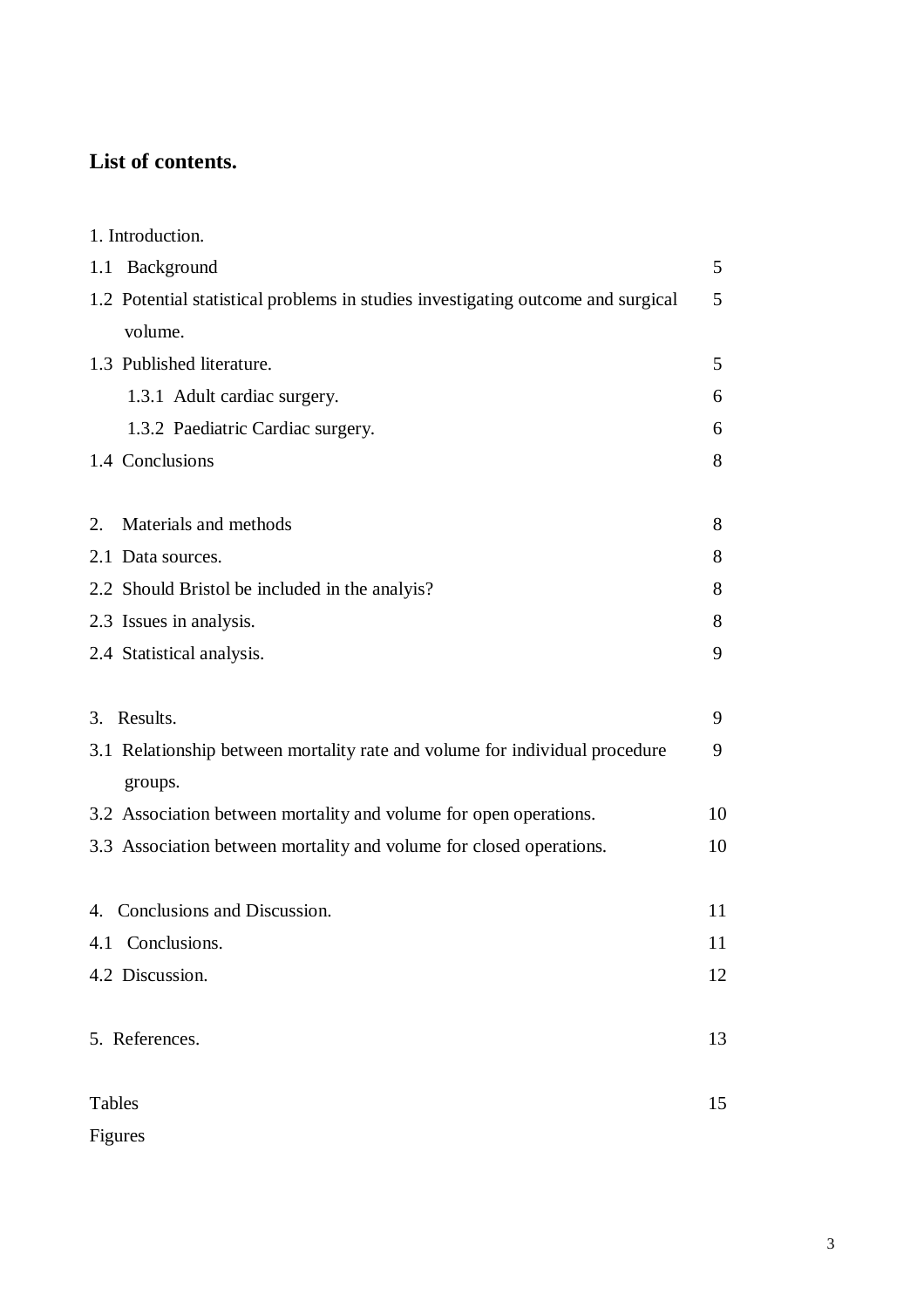## List of contents.

| | |
|---|---|
| 1. Introduction. | |
| 1.1 Background | 5 |
| 1.2 Potential statistical problems in studies investigating outcome and surgical volume. | 5 |
| 1.3 Published literature. | 5 |
| 1.3.1 Adult cardiac surgery. | 6 |
| 1.3.2 Paediatric Cardiac surgery. | 6 |
| 1.4 Conclusions | 8 |
| | |
| 2. Materials and methods | 8 |
| 2.1 Data sources. | 8 |
| 2.2 Should Bristol be included in the analyis? | 8 |
| 2.3 Issues in analysis. | 8 |
| 2.4 Statistical analysis. | 9 |
| | |
| 3. Results. | 9 |
| 3.1 Relationship between mortality rate and volume for individual procedure groups. | 9 |
| 3.2 Association between mortality and volume for open operations. | 10 |
| 3.3 Association between mortality and volume for closed operations. | 10 |
| | |
| 4. Conclusions and Discussion. | 11 |
| 4.1 Conclusions. | 11 |
| 4.2 Discussion. | 12 |
| | |
| 5. References. | 13 |
| | |
| Tables | 15 |
| Figures | |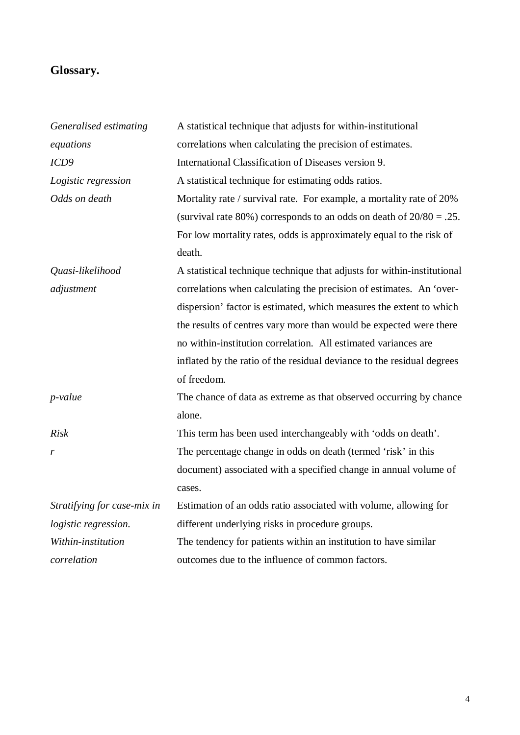## Glossary.

| | |
|---|---|
| *Generalised estimating equations* | A statistical technique that adjusts for within-institutional correlations when calculating the precision of estimates. |
| *ICD9* | International Classification of Diseases version 9. |
| *Logistic regression* | A statistical technique for estimating odds ratios. |
| *Odds on death* | Mortality rate / survival rate. For example, a mortality rate of 20% (survival rate 80%) corresponds to an odds on death of 20/80 = .25. For low mortality rates, odds is approximately equal to the risk of death. |
| *Quasi-likelihood adjustment* | A statistical technique technique that adjusts for within-institutional correlations when calculating the precision of estimates. An 'over-dispersion' factor is estimated, which measures the extent to which the results of centres vary more than would be expected were there no within-institution correlation. All estimated variances are inflated by the ratio of the residual deviance to the residual degrees of freedom. |
| *p-value* | The chance of data as extreme as that observed occurring by chance alone. |
| *Risk* | This term has been used interchangeably with 'odds on death'. |
| *r* | The percentage change in odds on death (termed 'risk' in this document) associated with a specified change in annual volume of cases. |
| *Stratifying for case-mix in logistic regression.* | Estimation of an odds ratio associated with volume, allowing for different underlying risks in procedure groups. |
| *Within-institution correlation* | The tendency for patients within an institution to have similar outcomes due to the influence of common factors. |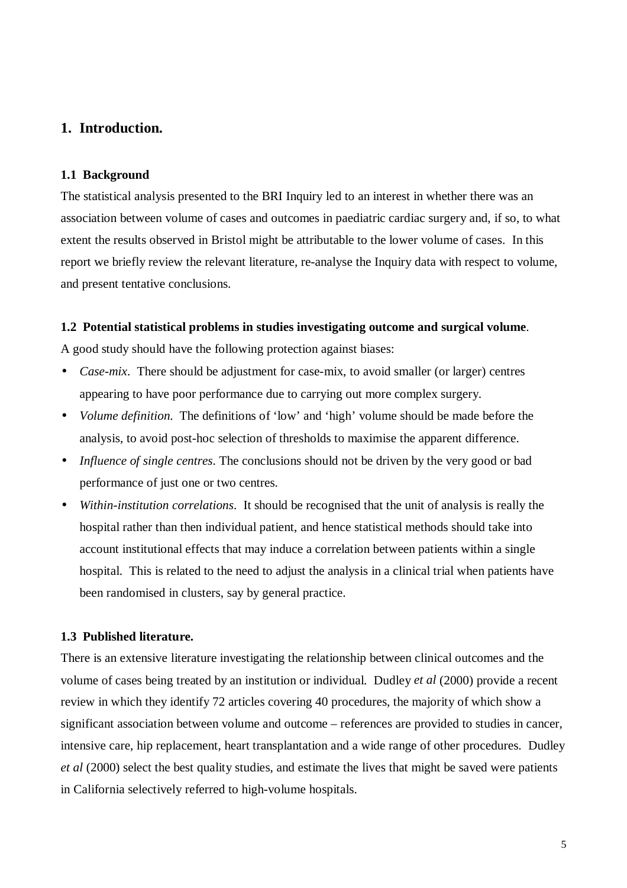# 1. Introduction.

### 1.1 Background

The statistical analysis presented to the BRI Inquiry led to an interest in whether there was an association between volume of cases and outcomes in paediatric cardiac surgery and, if so, to what extent the results observed in Bristol might be attributable to the lower volume of cases. In this report we briefly review the relevant literature, re-analyse the Inquiry data with respect to volume, and present tentative conclusions.

### 1.2 Potential statistical problems in studies investigating outcome and surgical volume.

A good study should have the following protection against biases:

- *Case-mix*. There should be adjustment for case-mix, to avoid smaller (or larger) centres appearing to have poor performance due to carrying out more complex surgery.
- *Volume definition.* The definitions of 'low' and 'high' volume should be made before the analysis, to avoid post-hoc selection of thresholds to maximise the apparent difference.
- *Influence of single centres*. The conclusions should not be driven by the very good or bad performance of just one or two centres.
- *Within-institution correlations*. It should be recognised that the unit of analysis is really the hospital rather than then individual patient, and hence statistical methods should take into account institutional effects that may induce a correlation between patients within a single hospital. This is related to the need to adjust the analysis in a clinical trial when patients have been randomised in clusters, say by general practice.

### 1.3 Published literature.

There is an extensive literature investigating the relationship between clinical outcomes and the volume of cases being treated by an institution or individual. Dudley *et al* (2000) provide a recent review in which they identify 72 articles covering 40 procedures, the majority of which show a significant association between volume and outcome – references are provided to studies in cancer, intensive care, hip replacement, heart transplantation and a wide range of other procedures. Dudley *et al* (2000) select the best quality studies, and estimate the lives that might be saved were patients in California selectively referred to high-volume hospitals.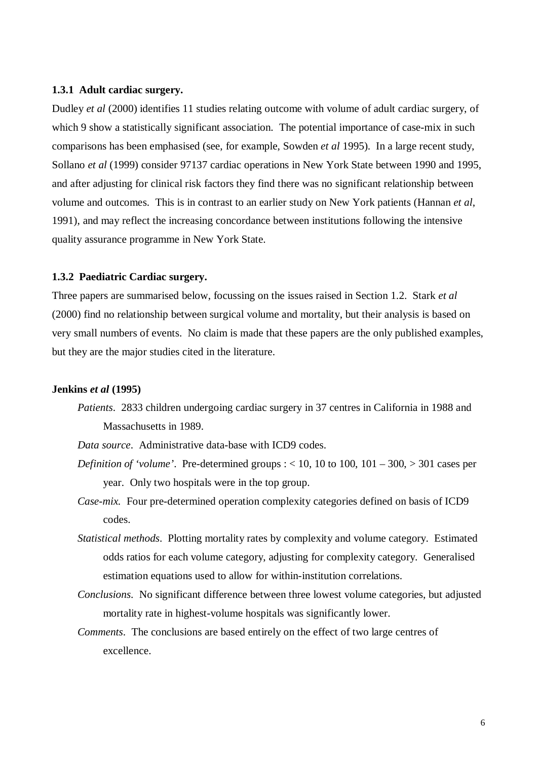### 1.3.1 Adult cardiac surgery.

Dudley *et al* (2000) identifies 11 studies relating outcome with volume of adult cardiac surgery, of which 9 show a statistically significant association. The potential importance of case-mix in such comparisons has been emphasised (see, for example, Sowden *et al* 1995). In a large recent study, Sollano *et al* (1999) consider 97137 cardiac operations in New York State between 1990 and 1995, and after adjusting for clinical risk factors they find there was no significant relationship between volume and outcomes. This is in contrast to an earlier study on New York patients (Hannan *et al*, 1991), and may reflect the increasing concordance between institutions following the intensive quality assurance programme in New York State.

### 1.3.2 Paediatric Cardiac surgery.

Three papers are summarised below, focussing on the issues raised in Section 1.2. Stark *et al* (2000) find no relationship between surgical volume and mortality, but their analysis is based on very small numbers of events. No claim is made that these papers are the only published examples, but they are the major studies cited in the literature.

**Jenkins *et al* (1995)**

*Patients*. 2833 children undergoing cardiac surgery in 37 centres in California in 1988 and Massachusetts in 1989.

*Data source*. Administrative data-base with ICD9 codes.

*Definition of 'volume'*. Pre-determined groups : < 10, 10 to 100, 101 – 300, > 301 cases per year. Only two hospitals were in the top group.

*Case-mix*. Four pre-determined operation complexity categories defined on basis of ICD9 codes.

*Statistical methods*. Plotting mortality rates by complexity and volume category. Estimated odds ratios for each volume category, adjusting for complexity category. Generalised estimation equations used to allow for within-institution correlations.

*Conclusions*. No significant difference between three lowest volume categories, but adjusted mortality rate in highest-volume hospitals was significantly lower.

*Comments*. The conclusions are based entirely on the effect of two large centres of excellence.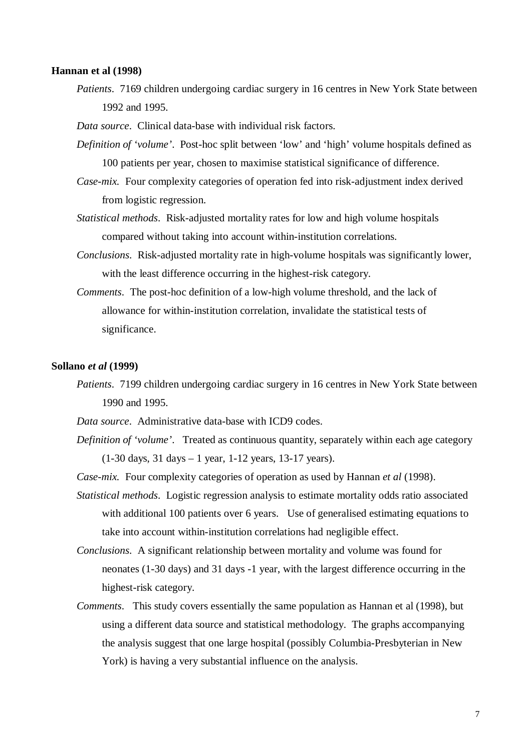**Hannan et al (1998)**

*Patients*. 7169 children undergoing cardiac surgery in 16 centres in New York State between 1992 and 1995.

*Data source*. Clinical data-base with individual risk factors.

*Definition of 'volume'*. Post-hoc split between 'low' and 'high' volume hospitals defined as 100 patients per year, chosen to maximise statistical significance of difference.

*Case-mix.* Four complexity categories of operation fed into risk-adjustment index derived from logistic regression.

*Statistical methods*. Risk-adjusted mortality rates for low and high volume hospitals compared without taking into account within-institution correlations.

*Conclusions.* Risk-adjusted mortality rate in high-volume hospitals was significantly lower, with the least difference occurring in the highest-risk category.

*Comments*. The post-hoc definition of a low-high volume threshold, and the lack of allowance for within-institution correlation, invalidate the statistical tests of significance.

**Sollano *et al* (1999)**

*Patients*. 7199 children undergoing cardiac surgery in 16 centres in New York State between 1990 and 1995.

*Data source*. Administrative data-base with ICD9 codes.

*Definition of 'volume'*. Treated as continuous quantity, separately within each age category (1-30 days, 31 days – 1 year, 1-12 years, 13-17 years).

*Case-mix.* Four complexity categories of operation as used by Hannan *et al* (1998).

*Statistical methods*. Logistic regression analysis to estimate mortality odds ratio associated with additional 100 patients over 6 years. Use of generalised estimating equations to take into account within-institution correlations had negligible effect.

*Conclusions.* A significant relationship between mortality and volume was found for neonates (1-30 days) and 31 days -1 year, with the largest difference occurring in the highest-risk category.

*Comments*. This study covers essentially the same population as Hannan et al (1998), but using a different data source and statistical methodology. The graphs accompanying the analysis suggest that one large hospital (possibly Columbia-Presbyterian in New York) is having a very substantial influence on the analysis.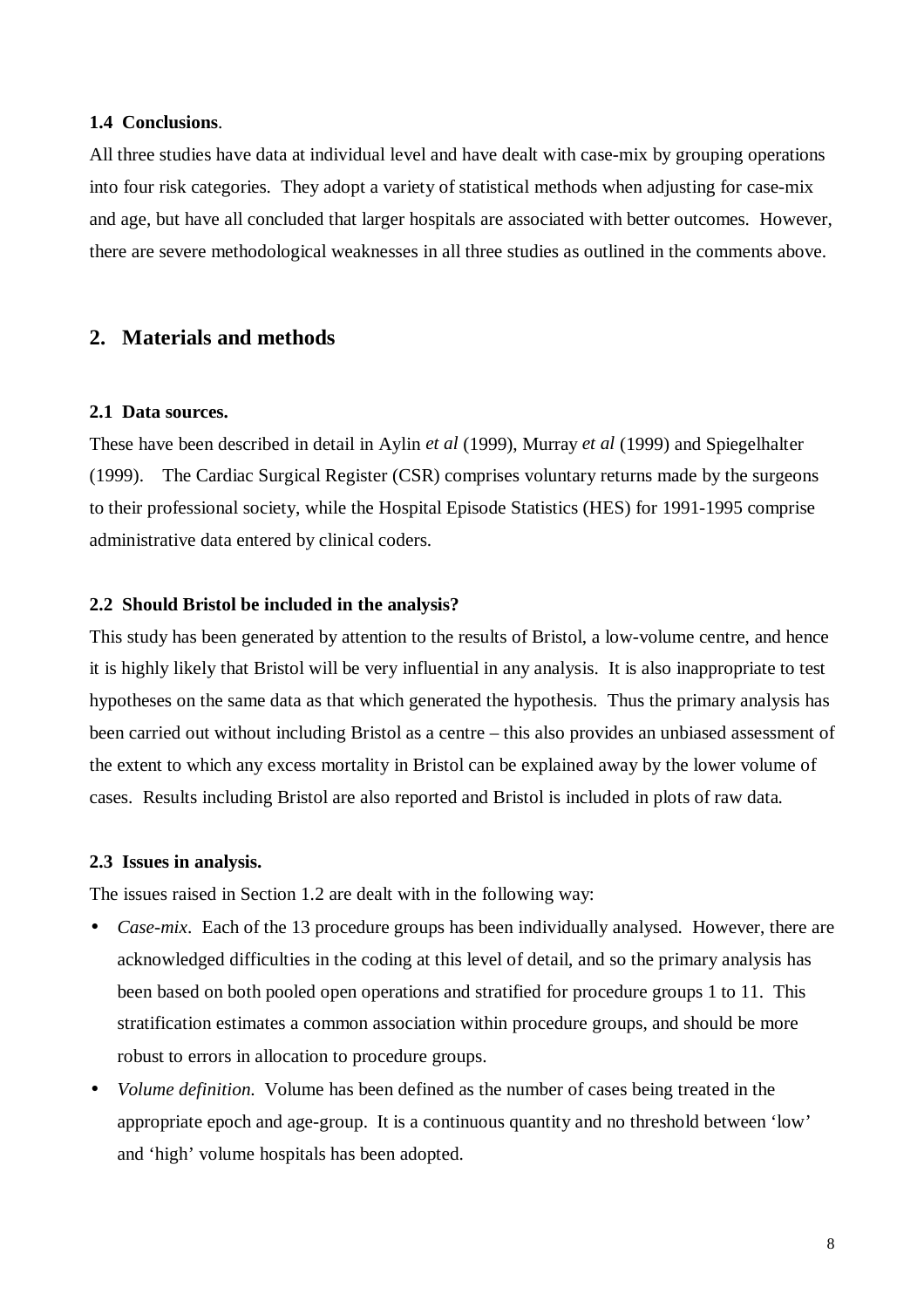### 1.4 Conclusions.

All three studies have data at individual level and have dealt with case-mix by grouping operations into four risk categories. They adopt a variety of statistical methods when adjusting for case-mix and age, but have all concluded that larger hospitals are associated with better outcomes. However, there are severe methodological weaknesses in all three studies as outlined in the comments above.

## 2. Materials and methods

### 2.1 Data sources.

These have been described in detail in Aylin *et al* (1999), Murray *et al* (1999) and Spiegelhalter (1999). The Cardiac Surgical Register (CSR) comprises voluntary returns made by the surgeons to their professional society, while the Hospital Episode Statistics (HES) for 1991-1995 comprise administrative data entered by clinical coders.

### 2.2 Should Bristol be included in the analysis?

This study has been generated by attention to the results of Bristol, a low-volume centre, and hence it is highly likely that Bristol will be very influential in any analysis. It is also inappropriate to test hypotheses on the same data as that which generated the hypothesis. Thus the primary analysis has been carried out without including Bristol as a centre – this also provides an unbiased assessment of the extent to which any excess mortality in Bristol can be explained away by the lower volume of cases. Results including Bristol are also reported and Bristol is included in plots of raw data.

### 2.3 Issues in analysis.

The issues raised in Section 1.2 are dealt with in the following way:

- *Case-mix*. Each of the 13 procedure groups has been individually analysed. However, there are acknowledged difficulties in the coding at this level of detail, and so the primary analysis has been based on both pooled open operations and stratified for procedure groups 1 to 11. This stratification estimates a common association within procedure groups, and should be more robust to errors in allocation to procedure groups.
- *Volume definition.* Volume has been defined as the number of cases being treated in the appropriate epoch and age-group. It is a continuous quantity and no threshold between 'low' and 'high' volume hospitals has been adopted.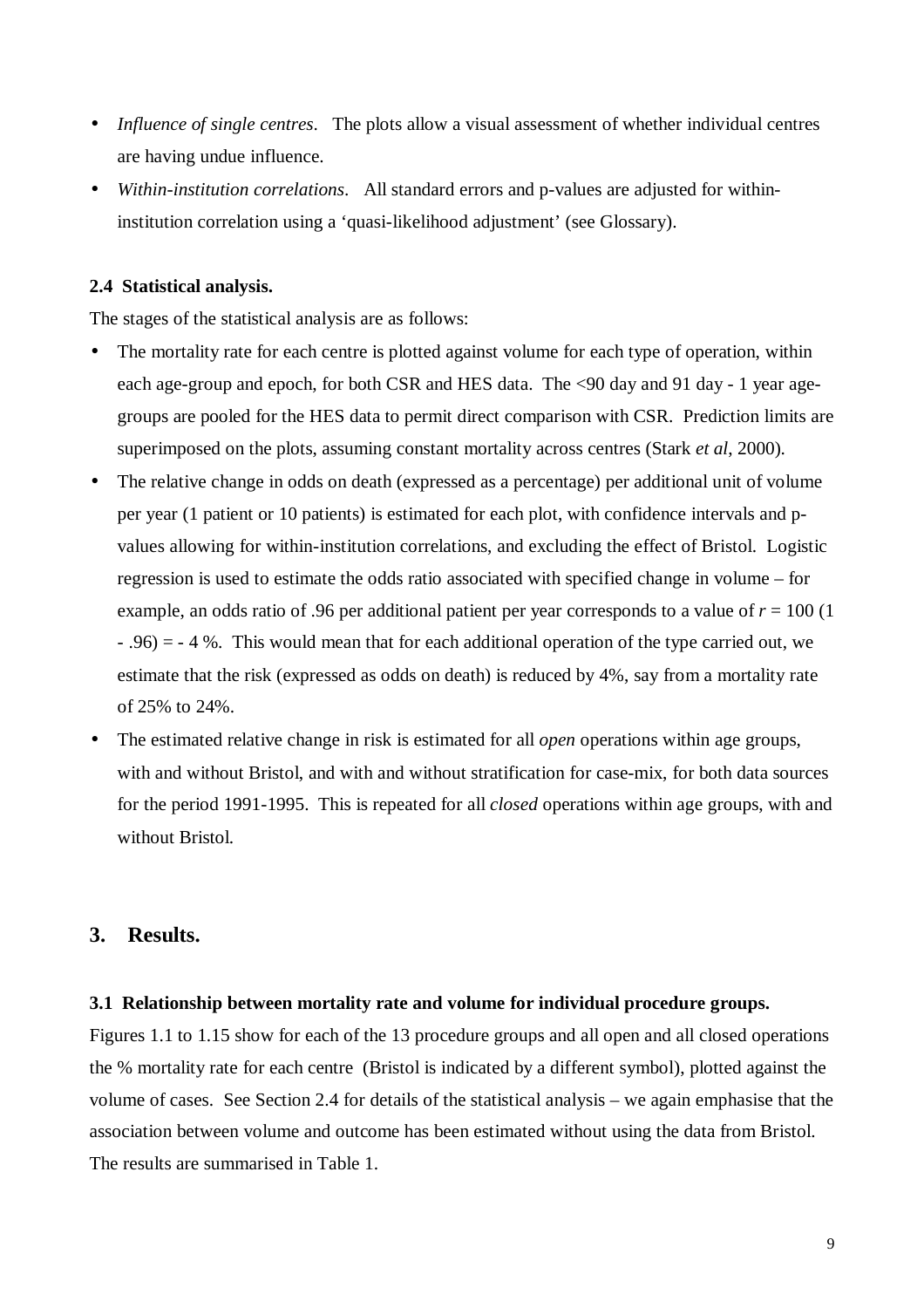- *Influence of single centres*. The plots allow a visual assessment of whether individual centres are having undue influence.
- *Within-institution correlations*. All standard errors and p-values are adjusted for within-institution correlation using a 'quasi-likelihood adjustment' (see Glossary).

### 2.4 Statistical analysis.

The stages of the statistical analysis are as follows:

- The mortality rate for each centre is plotted against volume for each type of operation, within each age-group and epoch, for both CSR and HES data. The <90 day and 91 day - 1 year age-groups are pooled for the HES data to permit direct comparison with CSR. Prediction limits are superimposed on the plots, assuming constant mortality across centres (Stark *et al*, 2000).
- The relative change in odds on death (expressed as a percentage) per additional unit of volume per year (1 patient or 10 patients) is estimated for each plot, with confidence intervals and p-values allowing for within-institution correlations, and excluding the effect of Bristol. Logistic regression is used to estimate the odds ratio associated with specified change in volume – for example, an odds ratio of .96 per additional patient per year corresponds to a value of $r = 100\ (1 - .96) = -4\ \%$. This would mean that for each additional operation of the type carried out, we estimate that the risk (expressed as odds on death) is reduced by 4%, say from a mortality rate of 25% to 24%.
- The estimated relative change in risk is estimated for all *open* operations within age groups, with and without Bristol, and with and without stratification for case-mix, for both data sources for the period 1991-1995. This is repeated for all *closed* operations within age groups, with and without Bristol.

## 3. Results.

### 3.1 Relationship between mortality rate and volume for individual procedure groups.

Figures 1.1 to 1.15 show for each of the 13 procedure groups and all open and all closed operations the % mortality rate for each centre (Bristol is indicated by a different symbol), plotted against the volume of cases. See Section 2.4 for details of the statistical analysis – we again emphasise that the association between volume and outcome has been estimated without using the data from Bristol. The results are summarised in Table 1.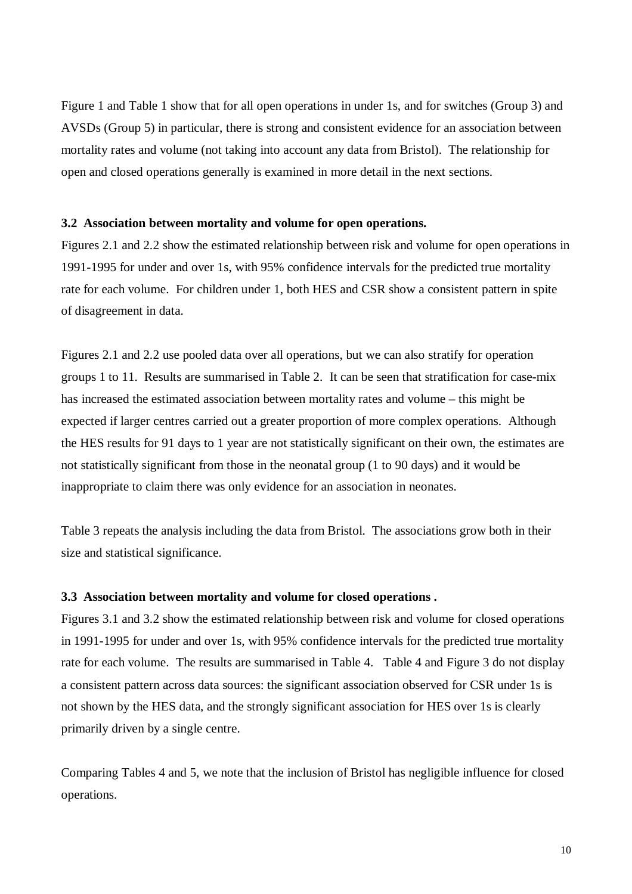Figure 1 and Table 1 show that for all open operations in under 1s, and for switches (Group 3) and AVSDs (Group 5) in particular, there is strong and consistent evidence for an association between mortality rates and volume (not taking into account any data from Bristol). The relationship for open and closed operations generally is examined in more detail in the next sections.

### 3.2 Association between mortality and volume for open operations.

Figures 2.1 and 2.2 show the estimated relationship between risk and volume for open operations in 1991-1995 for under and over 1s, with 95% confidence intervals for the predicted true mortality rate for each volume. For children under 1, both HES and CSR show a consistent pattern in spite of disagreement in data.

Figures 2.1 and 2.2 use pooled data over all operations, but we can also stratify for operation groups 1 to 11. Results are summarised in Table 2. It can be seen that stratification for case-mix has increased the estimated association between mortality rates and volume – this might be expected if larger centres carried out a greater proportion of more complex operations. Although the HES results for 91 days to 1 year are not statistically significant on their own, the estimates are not statistically significant from those in the neonatal group (1 to 90 days) and it would be inappropriate to claim there was only evidence for an association in neonates.

Table 3 repeats the analysis including the data from Bristol. The associations grow both in their size and statistical significance.

### 3.3 Association between mortality and volume for closed operations .

Figures 3.1 and 3.2 show the estimated relationship between risk and volume for closed operations in 1991-1995 for under and over 1s, with 95% confidence intervals for the predicted true mortality rate for each volume. The results are summarised in Table 4. Table 4 and Figure 3 do not display a consistent pattern across data sources: the significant association observed for CSR under 1s is not shown by the HES data, and the strongly significant association for HES over 1s is clearly primarily driven by a single centre.

Comparing Tables 4 and 5, we note that the inclusion of Bristol has negligible influence for closed operations.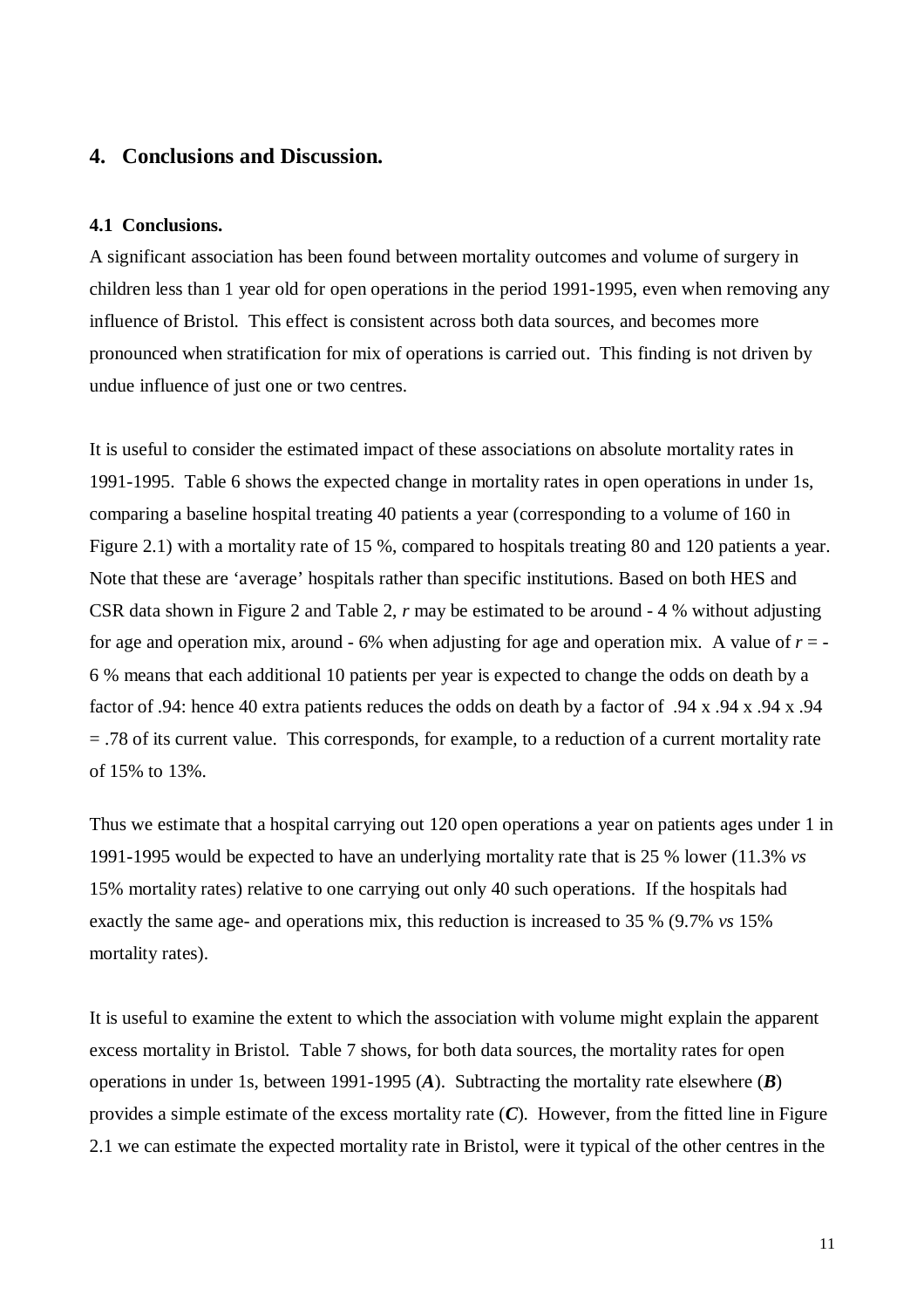## 4. Conclusions and Discussion.

### 4.1 Conclusions.

A significant association has been found between mortality outcomes and volume of surgery in children less than 1 year old for open operations in the period 1991-1995, even when removing any influence of Bristol. This effect is consistent across both data sources, and becomes more pronounced when stratification for mix of operations is carried out. This finding is not driven by undue influence of just one or two centres.

It is useful to consider the estimated impact of these associations on absolute mortality rates in 1991-1995. Table 6 shows the expected change in mortality rates in open operations in under 1s, comparing a baseline hospital treating 40 patients a year (corresponding to a volume of 160 in Figure 2.1) with a mortality rate of 15 %, compared to hospitals treating 80 and 120 patients a year. Note that these are 'average' hospitals rather than specific institutions. Based on both HES and CSR data shown in Figure 2 and Table 2, $r$ may be estimated to be around - 4 % without adjusting for age and operation mix, around - 6% when adjusting for age and operation mix. A value of $r$ = - 6 % means that each additional 10 patients per year is expected to change the odds on death by a factor of .94: hence 40 extra patients reduces the odds on death by a factor of .94 x .94 x .94 x .94 = .78 of its current value. This corresponds, for example, to a reduction of a current mortality rate of 15% to 13%.

Thus we estimate that a hospital carrying out 120 open operations a year on patients ages under 1 in 1991-1995 would be expected to have an underlying mortality rate that is 25 % lower (11.3% *vs* 15% mortality rates) relative to one carrying out only 40 such operations. If the hospitals had exactly the same age- and operations mix, this reduction is increased to 35 % (9.7% *vs* 15% mortality rates).

It is useful to examine the extent to which the association with volume might explain the apparent excess mortality in Bristol. Table 7 shows, for both data sources, the mortality rates for open operations in under 1s, between 1991-1995 (***A***). Subtracting the mortality rate elsewhere (***B***) provides a simple estimate of the excess mortality rate (***C***). However, from the fitted line in Figure 2.1 we can estimate the expected mortality rate in Bristol, were it typical of the other centres in the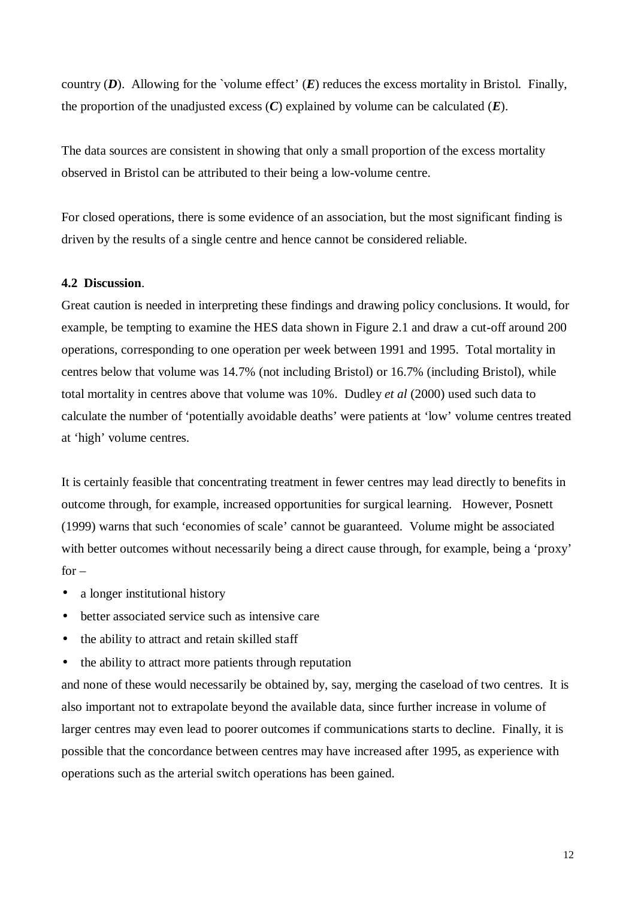country (***D***). Allowing for the `volume effect' (***E***) reduces the excess mortality in Bristol. Finally, the proportion of the unadjusted excess (***C***) explained by volume can be calculated (***E***).

The data sources are consistent in showing that only a small proportion of the excess mortality observed in Bristol can be attributed to their being a low-volume centre.

For closed operations, there is some evidence of an association, but the most significant finding is driven by the results of a single centre and hence cannot be considered reliable.

**4.2 Discussion**.

Great caution is needed in interpreting these findings and drawing policy conclusions. It would, for example, be tempting to examine the HES data shown in Figure 2.1 and draw a cut-off around 200 operations, corresponding to one operation per week between 1991 and 1995. Total mortality in centres below that volume was 14.7% (not including Bristol) or 16.7% (including Bristol), while total mortality in centres above that volume was 10%. Dudley *et al* (2000) used such data to calculate the number of 'potentially avoidable deaths' were patients at 'low' volume centres treated at 'high' volume centres.

It is certainly feasible that concentrating treatment in fewer centres may lead directly to benefits in outcome through, for example, increased opportunities for surgical learning. However, Posnett (1999) warns that such 'economies of scale' cannot be guaranteed. Volume might be associated with better outcomes without necessarily being a direct cause through, for example, being a 'proxy' for –

- a longer institutional history
- better associated service such as intensive care
- the ability to attract and retain skilled staff
- the ability to attract more patients through reputation

and none of these would necessarily be obtained by, say, merging the caseload of two centres. It is also important not to extrapolate beyond the available data, since further increase in volume of larger centres may even lead to poorer outcomes if communications starts to decline. Finally, it is possible that the concordance between centres may have increased after 1995, as experience with operations such as the arterial switch operations has been gained.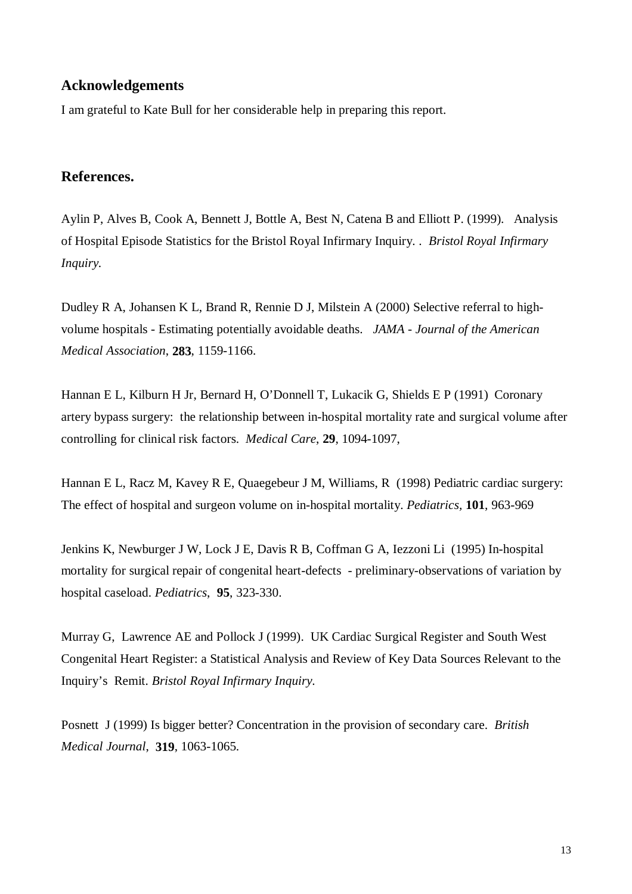## Acknowledgements

I am grateful to Kate Bull for her considerable help in preparing this report.

## References.

Aylin P, Alves B, Cook A, Bennett J, Bottle A, Best N, Catena B and Elliott P. (1999). Analysis of Hospital Episode Statistics for the Bristol Royal Infirmary Inquiry. . *Bristol Royal Infirmary Inquiry.*

Dudley R A, Johansen K L, Brand R, Rennie D J, Milstein A (2000) Selective referral to high-volume hospitals - Estimating potentially avoidable deaths. *JAMA - Journal of the American Medical Association*, **283**, 1159-1166.

Hannan E L, Kilburn H Jr, Bernard H, O'Donnell T, Lukacik G, Shields E P (1991) Coronary artery bypass surgery: the relationship between in-hospital mortality rate and surgical volume after controlling for clinical risk factors. *Medical Care*, **29**, 1094-1097,

Hannan E L, Racz M, Kavey R E, Quaegebeur J M, Williams, R (1998) Pediatric cardiac surgery: The effect of hospital and surgeon volume on in-hospital mortality. *Pediatrics*, **101**, 963-969

Jenkins K, Newburger J W, Lock J E, Davis R B, Coffman G A, Iezzoni Li (1995) In-hospital mortality for surgical repair of congenital heart-defects - preliminary-observations of variation by hospital caseload. *Pediatrics*, **95**, 323-330.

Murray G, Lawrence AE and Pollock J (1999). UK Cardiac Surgical Register and South West Congenital Heart Register: a Statistical Analysis and Review of Key Data Sources Relevant to the Inquiry's Remit. *Bristol Royal Infirmary Inquiry.*

Posnett J (1999) Is bigger better? Concentration in the provision of secondary care. *British Medical Journal*, **319**, 1063-1065.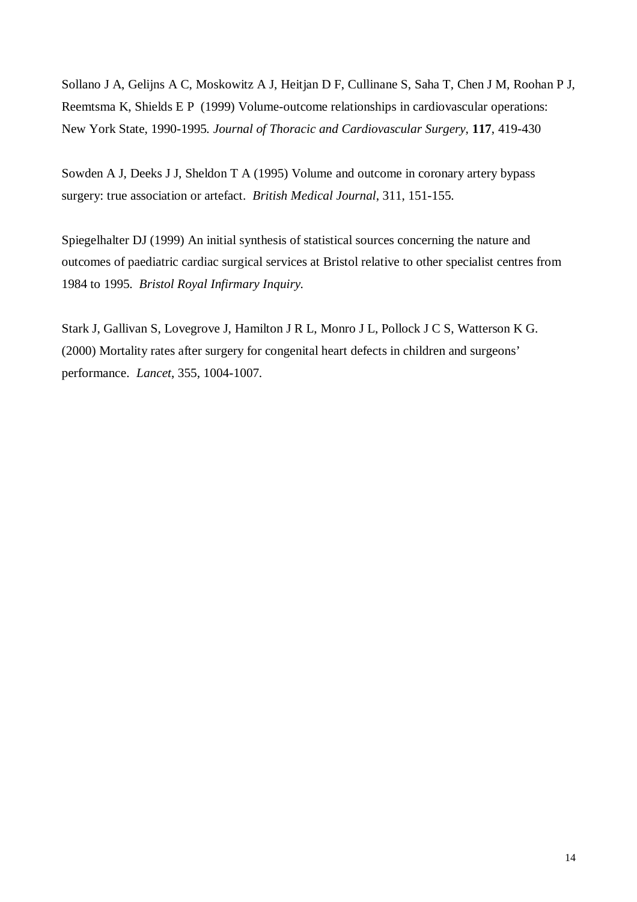Sollano J A, Gelijns A C, Moskowitz A J, Heitjan D F, Cullinane S, Saha T, Chen J M, Roohan P J, Reemtsma K, Shields E P (1999) Volume-outcome relationships in cardiovascular operations: New York State, 1990-1995. *Journal of Thoracic and Cardiovascular Surgery*, **117**, 419-430

Sowden A J, Deeks J J, Sheldon T A (1995) Volume and outcome in coronary artery bypass surgery: true association or artefact. *British Medical Journal*, 311, 151-155.

Spiegelhalter DJ (1999) An initial synthesis of statistical sources concerning the nature and outcomes of paediatric cardiac surgical services at Bristol relative to other specialist centres from 1984 to 1995. *Bristol Royal Infirmary Inquiry.*

Stark J, Gallivan S, Lovegrove J, Hamilton J R L, Monro J L, Pollock J C S, Watterson K G. (2000) Mortality rates after surgery for congenital heart defects in children and surgeons' performance. *Lancet*, 355, 1004-1007.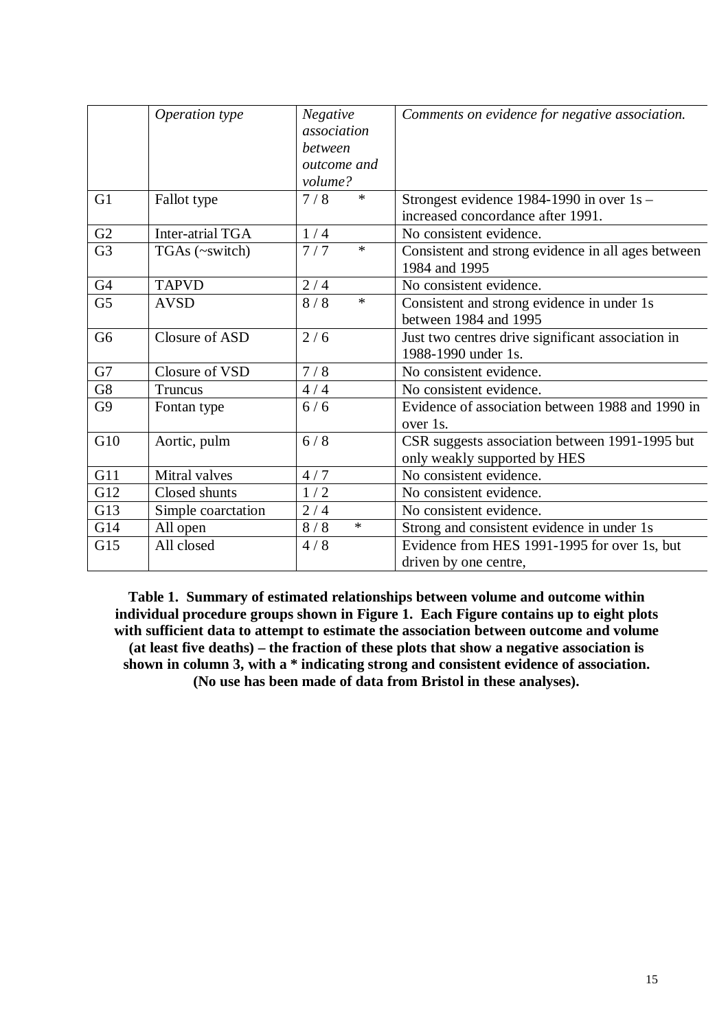| | *Operation type* | *Negative association between outcome and volume?* | *Comments on evidence for negative association.* |
|---|---|---|---|
| G1 | Fallot type | 7 / 8 * | Strongest evidence 1984-1990 in over 1s – increased concordance after 1991. |
| G2 | Inter-atrial TGA | 1 / 4 | No consistent evidence. |
| G3 | TGAs (~switch) | 7 / 7 * | Consistent and strong evidence in all ages between 1984 and 1995 |
| G4 | TAPVD | 2 / 4 | No consistent evidence. |
| G5 | AVSD | 8 / 8 * | Consistent and strong evidence in under 1s between 1984 and 1995 |
| G6 | Closure of ASD | 2 / 6 | Just two centres drive significant association in 1988-1990 under 1s. |
| G7 | Closure of VSD | 7 / 8 | No consistent evidence. |
| G8 | Truncus | 4 / 4 | No consistent evidence. |
| G9 | Fontan type | 6 / 6 | Evidence of association between 1988 and 1990 in over 1s. |
| G10 | Aortic, pulm | 6 / 8 | CSR suggests association between 1991-1995 but only weakly supported by HES |
| G11 | Mitral valves | 4 / 7 | No consistent evidence. |
| G12 | Closed shunts | 1 / 2 | No consistent evidence. |
| G13 | Simple coarctation | 2 / 4 | No consistent evidence. |
| G14 | All open | 8 / 8 * | Strong and consistent evidence in under 1s |
| G15 | All closed | 4 / 8 | Evidence from HES 1991-1995 for over 1s, but driven by one centre, |

**Table 1. Summary of estimated relationships between volume and outcome within individual procedure groups shown in Figure 1. Each Figure contains up to eight plots with sufficient data to attempt to estimate the association between outcome and volume (at least five deaths) – the fraction of these plots that show a negative association is shown in column 3, with a * indicating strong and consistent evidence of association. (No use has been made of data from Bristol in these analyses).**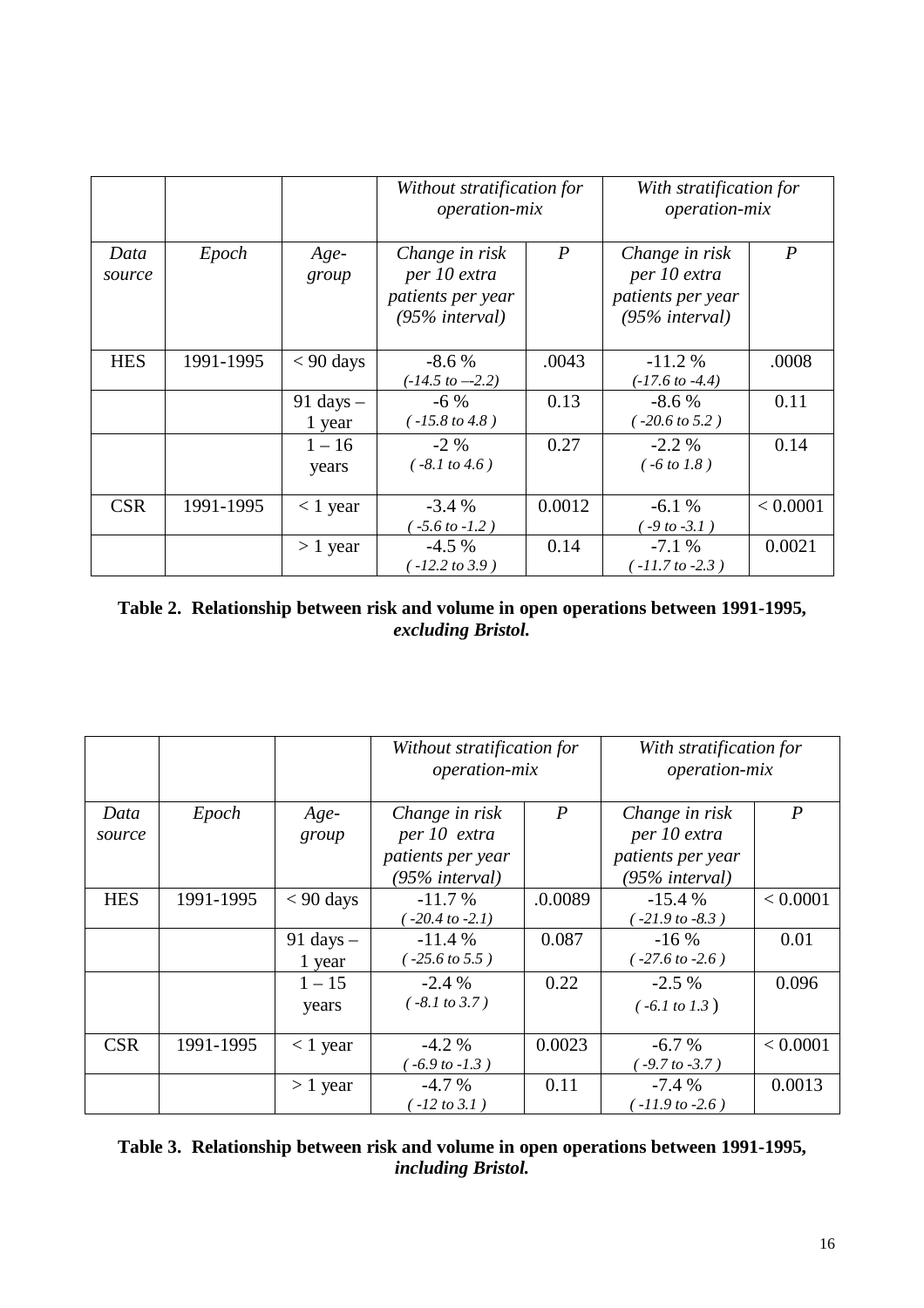| | | | *Without stratification for operation-mix* | | *With stratification for operation-mix* | |
|---|---|---|---|---|---|---|
| *Data source* | *Epoch* | *Age-group* | *Change in risk per 10 extra patients per year (95% interval)* | *P* | *Change in risk per 10 extra patients per year (95% interval)* | *P* |
| HES | 1991-1995 | < 90 days | -8.6 % *(-14.5 to –-2.2)* | .0043 | -11.2 % *(-17.6 to -4.4)* | .0008 |
| | | 91 days – 1 year | -6 % *( -15.8 to 4.8 )* | 0.13 | -8.6 % *( -20.6 to 5.2 )* | 0.11 |
| | | 1 – 16 years | -2 % *( -8.1 to 4.6 )* | 0.27 | -2.2 % *( -6 to 1.8 )* | 0.14 |
| CSR | 1991-1995 | < 1 year | -3.4 % *( -5.6 to -1.2 )* | 0.0012 | -6.1 % *( -9 to -3.1 )* | < 0.0001 |
| | | > 1 year | -4.5 % *( -12.2 to 3.9 )* | 0.14 | -7.1 % *( -11.7 to -2.3 )* | 0.0021 |

**Table 2. Relationship between risk and volume in open operations between 1991-1995, *excluding Bristol.***

| | | | *Without stratification for operation-mix* | | *With stratification for operation-mix* | |
|---|---|---|---|---|---|---|
| *Data source* | *Epoch* | *Age-group* | *Change in risk per 10 extra patients per year (95% interval)* | *P* | *Change in risk per 10 extra patients per year (95% interval)* | *P* |
| HES | 1991-1995 | < 90 days | -11.7 % *( -20.4 to -2.1)* | .0.0089 | -15.4 % *( -21.9 to -8.3 )* | < 0.0001 |
| | | 91 days – 1 year | -11.4 % *( -25.6 to 5.5 )* | 0.087 | -16 % *( -27.6 to -2.6 )* | 0.01 |
| | | 1 – 15 years | -2.4 % *( -8.1 to 3.7 )* | 0.22 | -2.5 % *( -6.1 to 1.3 )* | 0.096 |
| CSR | 1991-1995 | < 1 year | -4.2 % *( -6.9 to -1.3 )* | 0.0023 | -6.7 % *( -9.7 to -3.7 )* | < 0.0001 |
| | | > 1 year | -4.7 % *( -12 to 3.1 )* | 0.11 | -7.4 % *( -11.9 to -2.6 )* | 0.0013 |

**Table 3. Relationship between risk and volume in open operations between 1991-1995, *including Bristol.***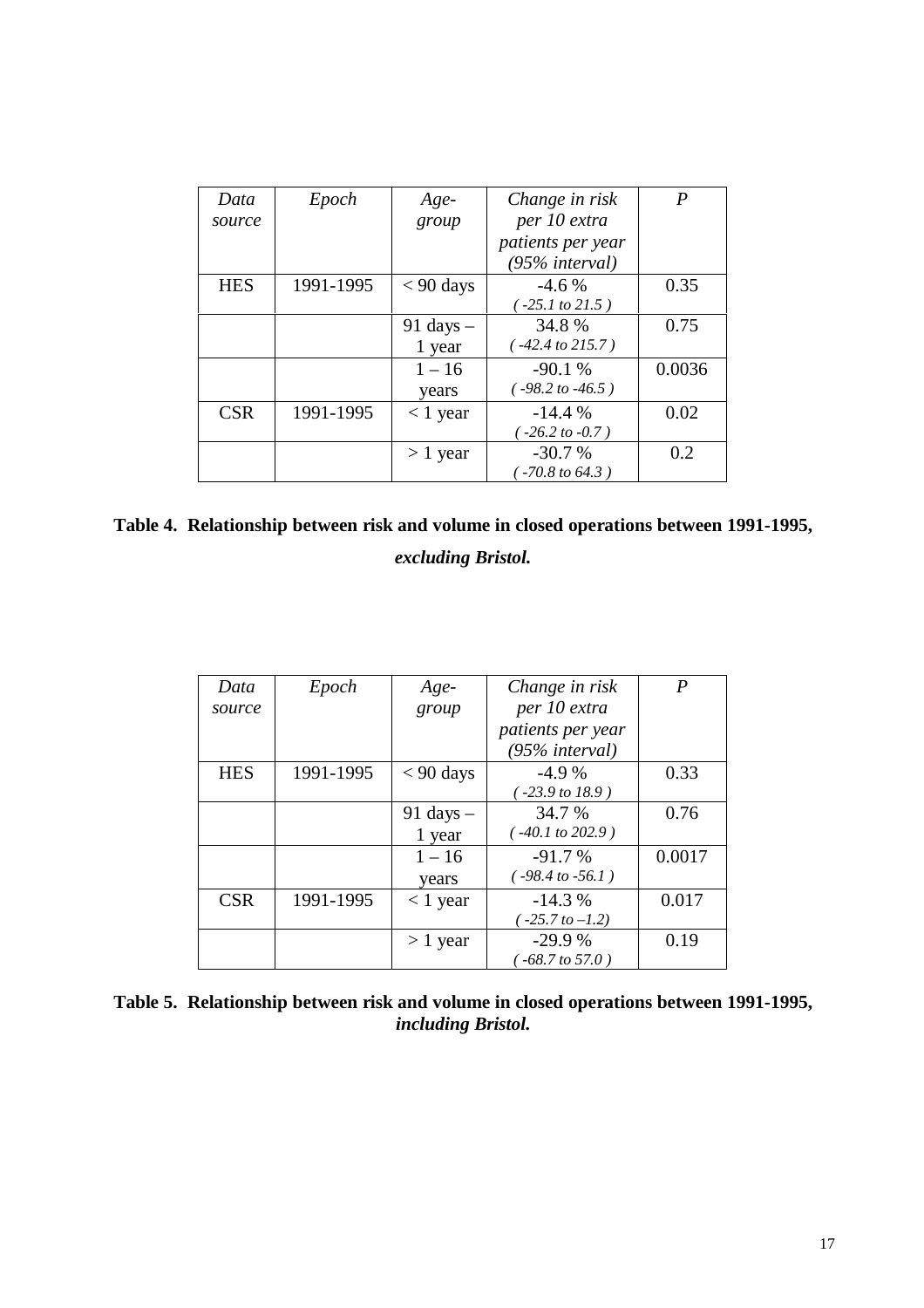| *Data source* | *Epoch* | *Age-group* | *Change in risk per 10 extra patients per year (95% interval)* | *P* |
|---|---|---|---|---|
| HES | 1991-1995 | < 90 days | -4.6 % *( -25.1 to 21.5 )* | 0.35 |
| | | 91 days – 1 year | 34.8 % *( -42.4 to 215.7 )* | 0.75 |
| | | 1 – 16 years | -90.1 % *( -98.2 to -46.5 )* | 0.0036 |
| CSR | 1991-1995 | < 1 year | -14.4 % *( -26.2 to -0.7 )* | 0.02 |
| | | > 1 year | -30.7 % *( -70.8 to 64.3 )* | 0.2 |

**Table 4. Relationship between risk and volume in closed operations between 1991-1995, *excluding Bristol.***

| *Data source* | *Epoch* | *Age-group* | *Change in risk per 10 extra patients per year (95% interval)* | *P* |
|---|---|---|---|---|
| HES | 1991-1995 | < 90 days | -4.9 % *( -23.9 to 18.9 )* | 0.33 |
| | | 91 days – 1 year | 34.7 % *( -40.1 to 202.9 )* | 0.76 |
| | | 1 – 16 years | -91.7 % *( -98.4 to -56.1 )* | 0.0017 |
| CSR | 1991-1995 | < 1 year | -14.3 % *( -25.7 to –1.2)* | 0.017 |
| | | > 1 year | -29.9 % *( -68.7 to 57.0 )* | 0.19 |

**Table 5. Relationship between risk and volume in closed operations between 1991-1995, *including Bristol.***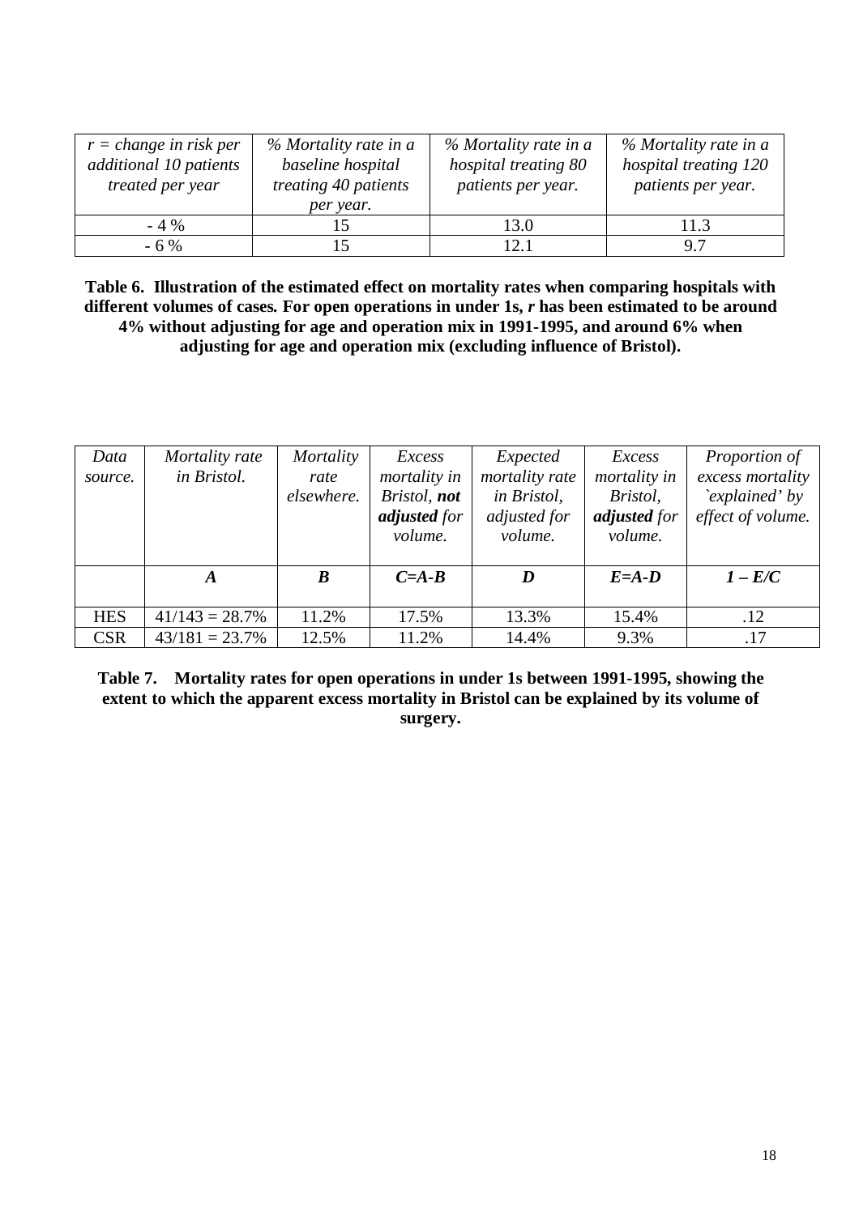| *r = change in risk per additional 10 patients treated per year* | *% Mortality rate in a baseline hospital treating 40 patients per year.* | *% Mortality rate in a hospital treating 80 patients per year.* | *% Mortality rate in a hospital treating 120 patients per year.* |
|---|---|---|---|
| - 4 % | 15 | 13.0 | 11.3 |
| - 6 % | 15 | 12.1 | 9.7 |

**Table 6. Illustration of the estimated effect on mortality rates when comparing hospitals with different volumes of cases. For open operations in under 1s, *r* has been estimated to be around 4% without adjusting for age and operation mix in 1991-1995, and around 6% when adjusting for age and operation mix (excluding influence of Bristol).**

| *Data source.* | *Mortality rate in Bristol.* | *Mortality rate elsewhere.* | *Excess mortality in Bristol, **not adjusted** for volume.* | *Expected mortality rate in Bristol, adjusted for volume.* | *Excess mortality in Bristol, **adjusted** for volume.* | *Proportion of excess mortality `explained' by effect of volume.* |
|---|---|---|---|---|---|---|
| | ***A*** | ***B*** | ***C=A-B*** | ***D*** | ***E=A-D*** | ***1 – E/C*** |
| HES | 41/143 = 28.7% | 11.2% | 17.5% | 13.3% | 15.4% | .12 |
| CSR | 43/181 = 23.7% | 12.5% | 11.2% | 14.4% | 9.3% | .17 |

**Table 7. Mortality rates for open operations in under 1s between 1991-1995, showing the extent to which the apparent excess mortality in Bristol can be explained by its volume of surgery.**